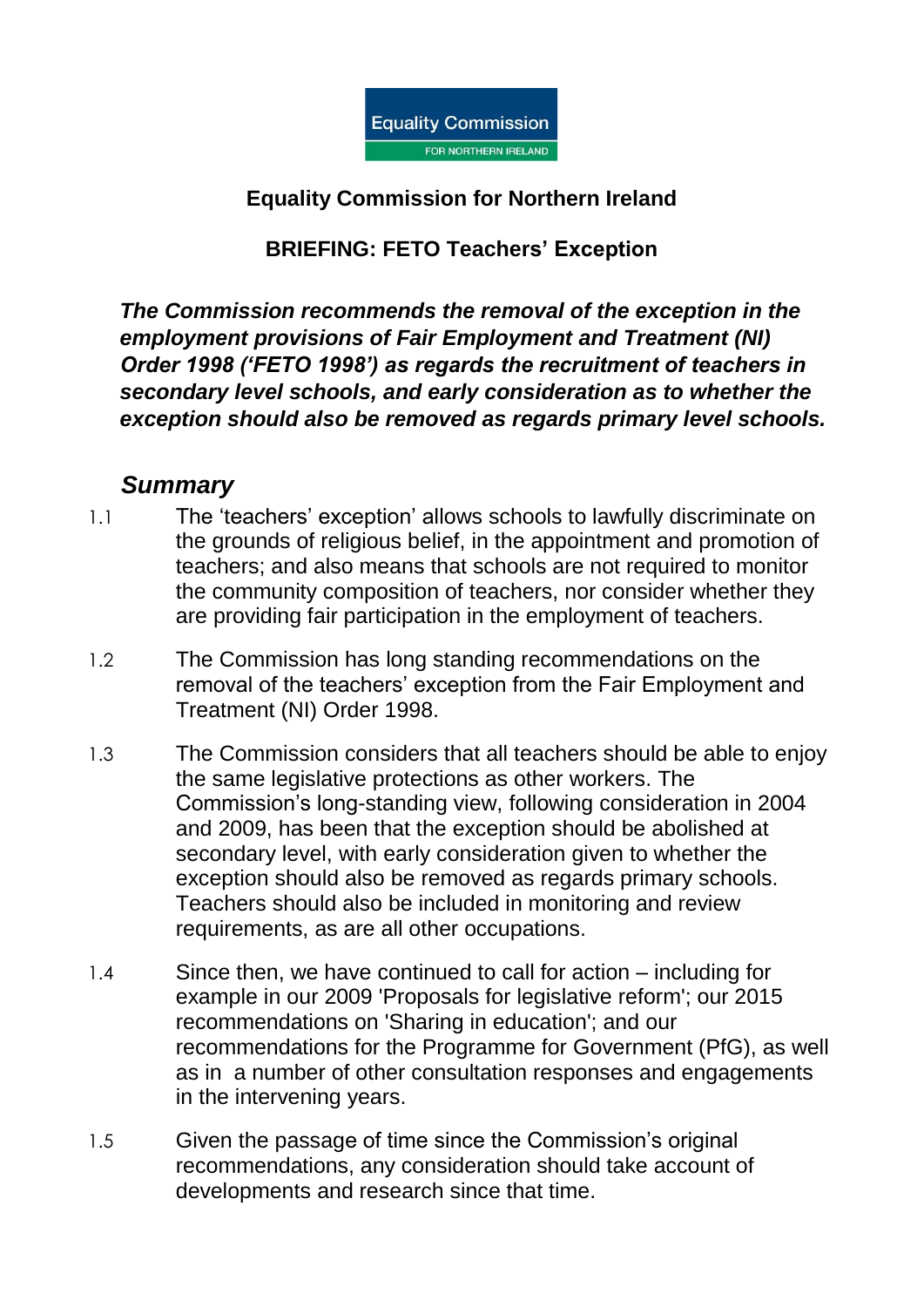Equality Commission FOR NORTHERN IRELAND

# Equality Commission for Northern Ireland

## BRIEFING: FETO Teachers' Exception

***The Commission recommends the removal of the exception in the employment provisions of Fair Employment and Treatment (NI) Order 1998 ('FETO 1998') as regards the recruitment of teachers in secondary level schools, and early consideration as to whether the exception should also be removed as regards primary level schools.***

### *Summary*

1.1 The 'teachers' exception' allows schools to lawfully discriminate on the grounds of religious belief, in the appointment and promotion of teachers; and also means that schools are not required to monitor the community composition of teachers, nor consider whether they are providing fair participation in the employment of teachers.

1.2 The Commission has long standing recommendations on the removal of the teachers' exception from the Fair Employment and Treatment (NI) Order 1998.

1.3 The Commission considers that all teachers should be able to enjoy the same legislative protections as other workers. The Commission's long-standing view, following consideration in 2004 and 2009, has been that the exception should be abolished at secondary level, with early consideration given to whether the exception should also be removed as regards primary schools. Teachers should also be included in monitoring and review requirements, as are all other occupations.

1.4 Since then, we have continued to call for action – including for example in our 2009 'Proposals for legislative reform'; our 2015 recommendations on 'Sharing in education'; and our recommendations for the Programme for Government (PfG), as well as in a number of other consultation responses and engagements in the intervening years.

1.5 Given the passage of time since the Commission's original recommendations, any consideration should take account of developments and research since that time.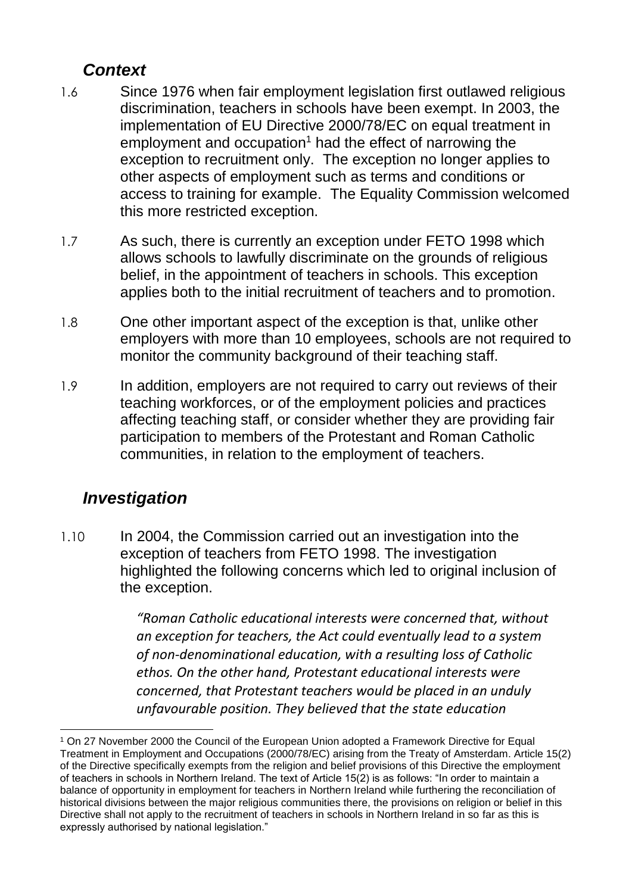## *Context*

1.6 Since 1976 when fair employment legislation first outlawed religious discrimination, teachers in schools have been exempt. In 2003, the implementation of EU Directive 2000/78/EC on equal treatment in employment and occupation[1] had the effect of narrowing the exception to recruitment only. The exception no longer applies to other aspects of employment such as terms and conditions or access to training for example. The Equality Commission welcomed this more restricted exception.

1.7 As such, there is currently an exception under FETO 1998 which allows schools to lawfully discriminate on the grounds of religious belief, in the appointment of teachers in schools. This exception applies both to the initial recruitment of teachers and to promotion.

1.8 One other important aspect of the exception is that, unlike other employers with more than 10 employees, schools are not required to monitor the community background of their teaching staff.

1.9 In addition, employers are not required to carry out reviews of their teaching workforces, or of the employment policies and practices affecting teaching staff, or consider whether they are providing fair participation to members of the Protestant and Roman Catholic communities, in relation to the employment of teachers.

## *Investigation*

1.10 In 2004, the Commission carried out an investigation into the exception of teachers from FETO 1998. The investigation highlighted the following concerns which led to original inclusion of the exception.

> *"Roman Catholic educational interests were concerned that, without an exception for teachers, the Act could eventually lead to a system of non-denominational education, with a resulting loss of Catholic ethos. On the other hand, Protestant educational interests were concerned, that Protestant teachers would be placed in an unduly unfavourable position. They believed that the state education*

---

[1] On 27 November 2000 the Council of the European Union adopted a Framework Directive for Equal Treatment in Employment and Occupations (2000/78/EC) arising from the Treaty of Amsterdam. Article 15(2) of the Directive specifically exempts from the religion and belief provisions of this Directive the employment of teachers in schools in Northern Ireland. The text of Article 15(2) is as follows: "In order to maintain a balance of opportunity in employment for teachers in Northern Ireland while furthering the reconciliation of historical divisions between the major religious communities there, the provisions on religion or belief in this Directive shall not apply to the recruitment of teachers in schools in Northern Ireland in so far as this is expressly authorised by national legislation."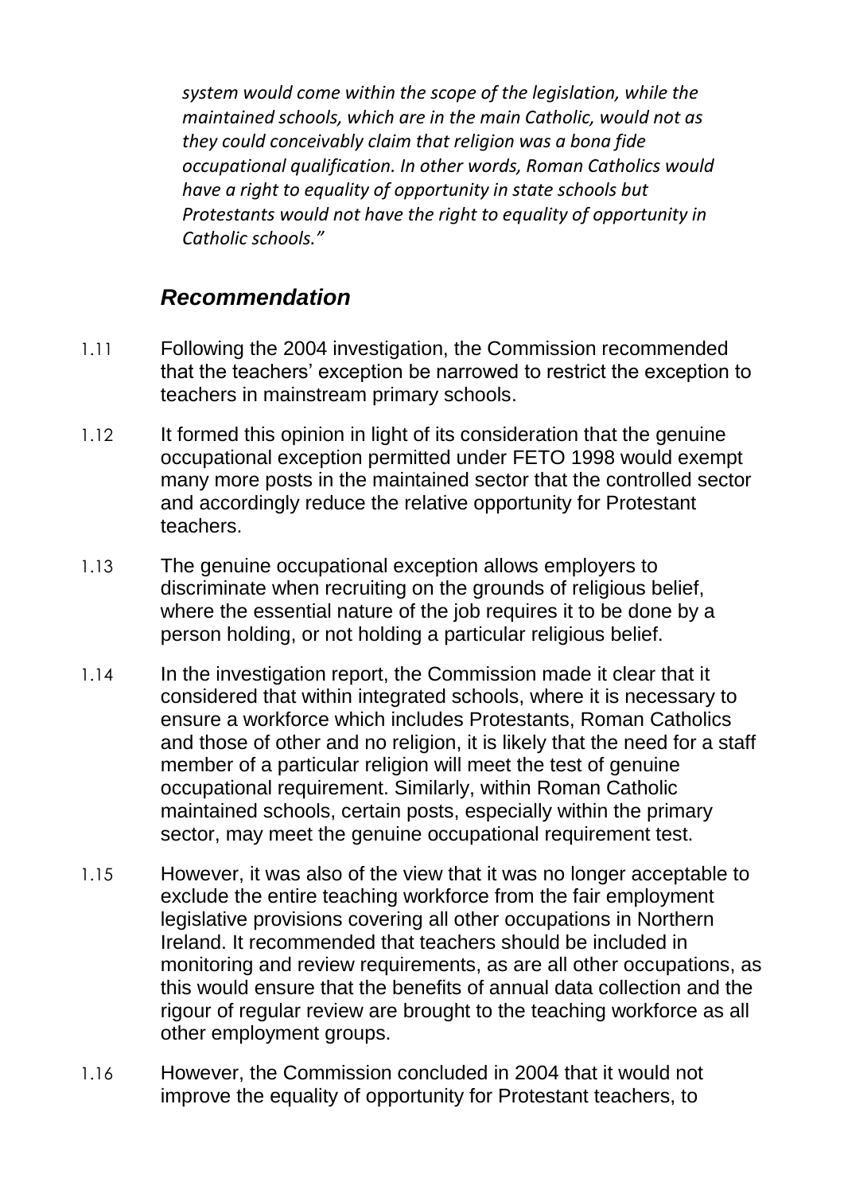*system would come within the scope of the legislation, while the maintained schools, which are in the main Catholic, would not as they could conceivably claim that religion was a bona fide occupational qualification. In other words, Roman Catholics would have a right to equality of opportunity in state schools but Protestants would not have the right to equality of opportunity in Catholic schools."*

### *Recommendation*

1.11 Following the 2004 investigation, the Commission recommended that the teachers' exception be narrowed to restrict the exception to teachers in mainstream primary schools.

1.12 It formed this opinion in light of its consideration that the genuine occupational exception permitted under FETO 1998 would exempt many more posts in the maintained sector that the controlled sector and accordingly reduce the relative opportunity for Protestant teachers.

1.13 The genuine occupational exception allows employers to discriminate when recruiting on the grounds of religious belief, where the essential nature of the job requires it to be done by a person holding, or not holding a particular religious belief.

1.14 In the investigation report, the Commission made it clear that it considered that within integrated schools, where it is necessary to ensure a workforce which includes Protestants, Roman Catholics and those of other and no religion, it is likely that the need for a staff member of a particular religion will meet the test of genuine occupational requirement. Similarly, within Roman Catholic maintained schools, certain posts, especially within the primary sector, may meet the genuine occupational requirement test.

1.15 However, it was also of the view that it was no longer acceptable to exclude the entire teaching workforce from the fair employment legislative provisions covering all other occupations in Northern Ireland. It recommended that teachers should be included in monitoring and review requirements, as are all other occupations, as this would ensure that the benefits of annual data collection and the rigour of regular review are brought to the teaching workforce as all other employment groups.

1.16 However, the Commission concluded in 2004 that it would not improve the equality of opportunity for Protestant teachers, to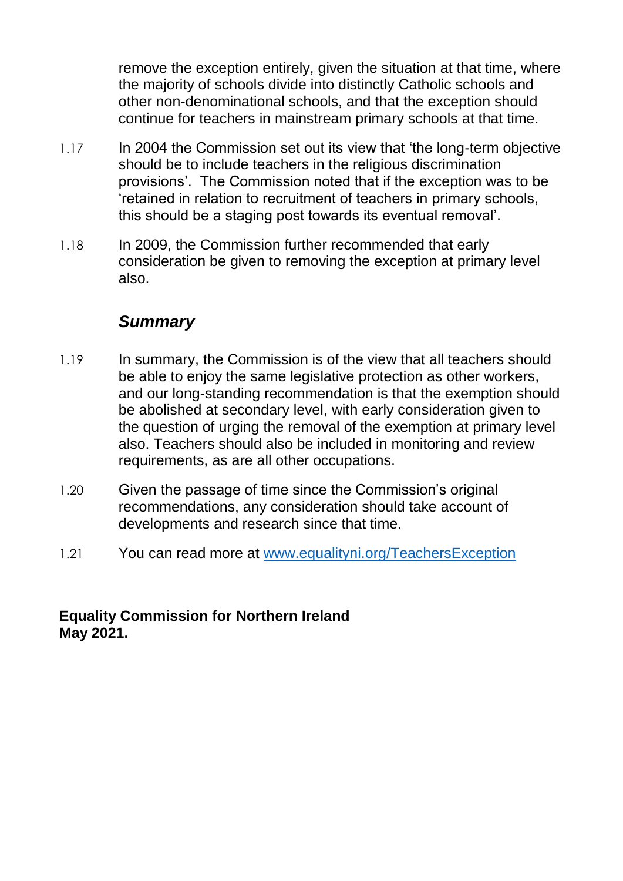remove the exception entirely, given the situation at that time, where the majority of schools divide into distinctly Catholic schools and other non-denominational schools, and that the exception should continue for teachers in mainstream primary schools at that time.

1.17 In 2004 the Commission set out its view that 'the long-term objective should be to include teachers in the religious discrimination provisions'. The Commission noted that if the exception was to be 'retained in relation to recruitment of teachers in primary schools, this should be a staging post towards its eventual removal'.

1.18 In 2009, the Commission further recommended that early consideration be given to removing the exception at primary level also.

### *Summary*

1.19 In summary, the Commission is of the view that all teachers should be able to enjoy the same legislative protection as other workers, and our long-standing recommendation is that the exemption should be abolished at secondary level, with early consideration given to the question of urging the removal of the exemption at primary level also. Teachers should also be included in monitoring and review requirements, as are all other occupations.

1.20 Given the passage of time since the Commission's original recommendations, any consideration should take account of developments and research since that time.

1.21 You can read more at [www.equalityni.org/TeachersException](http://www.equalityni.org/TeachersException)

**Equality Commission for Northern Ireland**
**May 2021.**